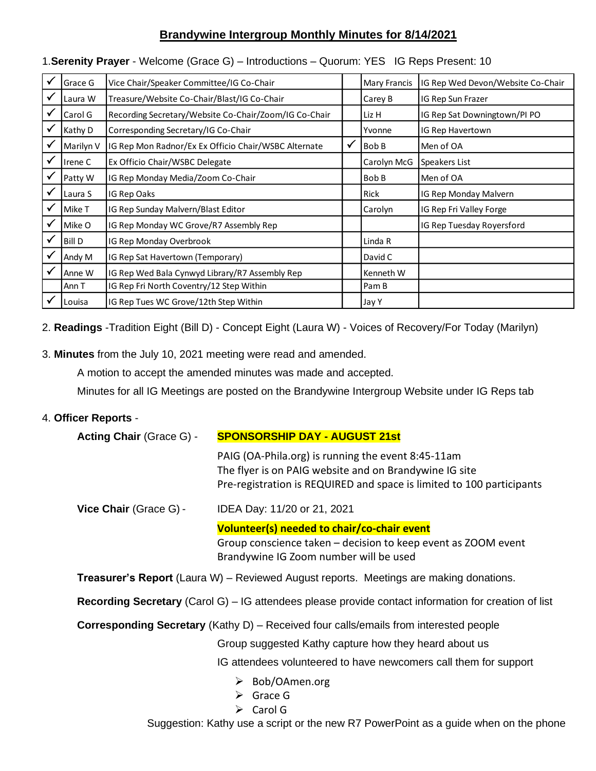# Brandywine Intergroup Monthly Minutes for 8/14/2021

1. **Serenity Prayer** - Welcome (Grace G) – Introductions – Quorum: YES IG Reps Present: 10

| | | | | | |
|---|---|---|---|---|---|
| ✓ | Grace G | Vice Chair/Speaker Committee/IG Co-Chair | | Mary Francis | IG Rep Wed Devon/Website Co-Chair |
| ✓ | Laura W | Treasure/Website Co-Chair/Blast/IG Co-Chair | | Carey B | IG Rep Sun Frazer |
| ✓ | Carol G | Recording Secretary/Website Co-Chair/Zoom/IG Co-Chair | | Liz H | IG Rep Sat Downingtown/PI PO |
| ✓ | Kathy D | Corresponding Secretary/IG Co-Chair | | Yvonne | IG Rep Havertown |
| ✓ | Marilyn V | IG Rep Mon Radnor/Ex Ex Officio Chair/WSBC Alternate | ✓ | Bob B | Men of OA |
| ✓ | Irene C | Ex Officio Chair/WSBC Delegate | | Carolyn McG | Speakers List |
| ✓ | Patty W | IG Rep Monday Media/Zoom Co-Chair | | Bob B | Men of OA |
| ✓ | Laura S | IG Rep Oaks | | Rick | IG Rep Monday Malvern |
| ✓ | Mike T | IG Rep Sunday Malvern/Blast Editor | | Carolyn | IG Rep Fri Valley Forge |
| ✓ | Mike O | IG Rep Monday WC Grove/R7 Assembly Rep | | | IG Rep Tuesday Royersford |
| ✓ | Bill D | IG Rep Monday Overbrook | | Linda R | |
| ✓ | Andy M | IG Rep Sat Havertown (Temporary) | | David C | |
| ✓ | Anne W | IG Rep Wed Bala Cynwyd Library/R7 Assembly Rep | | Kenneth W | |
| | Ann T | IG Rep Fri North Coventry/12 Step Within | | Pam B | |
| ✓ | Louisa | IG Rep Tues WC Grove/12th Step Within | | Jay Y | |

2. **Readings** -Tradition Eight (Bill D) - Concept Eight (Laura W) - Voices of Recovery/For Today (Marilyn)

3. **Minutes** from the July 10, 2021 meeting were read and amended.

   A motion to accept the amended minutes was made and accepted.

   Minutes for all IG Meetings are posted on the Brandywine Intergroup Website under IG Reps tab

4. **Officer Reports** -

**Acting Chair** (Grace G) - **SPONSORSHIP DAY - AUGUST 21st**

PAIG (OA-Phila.org) is running the event 8:45-11am
The flyer is on PAIG website and on Brandywine IG site
Pre-registration is REQUIRED and space is limited to 100 participants

**Vice Chair** (Grace G) - IDEA Day: 11/20 or 21, 2021

**Volunteer(s) needed to chair/co-chair event**
Group conscience taken – decision to keep event as ZOOM event
Brandywine IG Zoom number will be used

**Treasurer's Report** (Laura W) – Reviewed August reports. Meetings are making donations.

**Recording Secretary** (Carol G) – IG attendees please provide contact information for creation of list

**Corresponding Secretary** (Kathy D) – Received four calls/emails from interested people

Group suggested Kathy capture how they heard about us

IG attendees volunteered to have newcomers call them for support

- Bob/OAmen.org
- Grace G
- Carol G

Suggestion: Kathy use a script or the new R7 PowerPoint as a guide when on the phone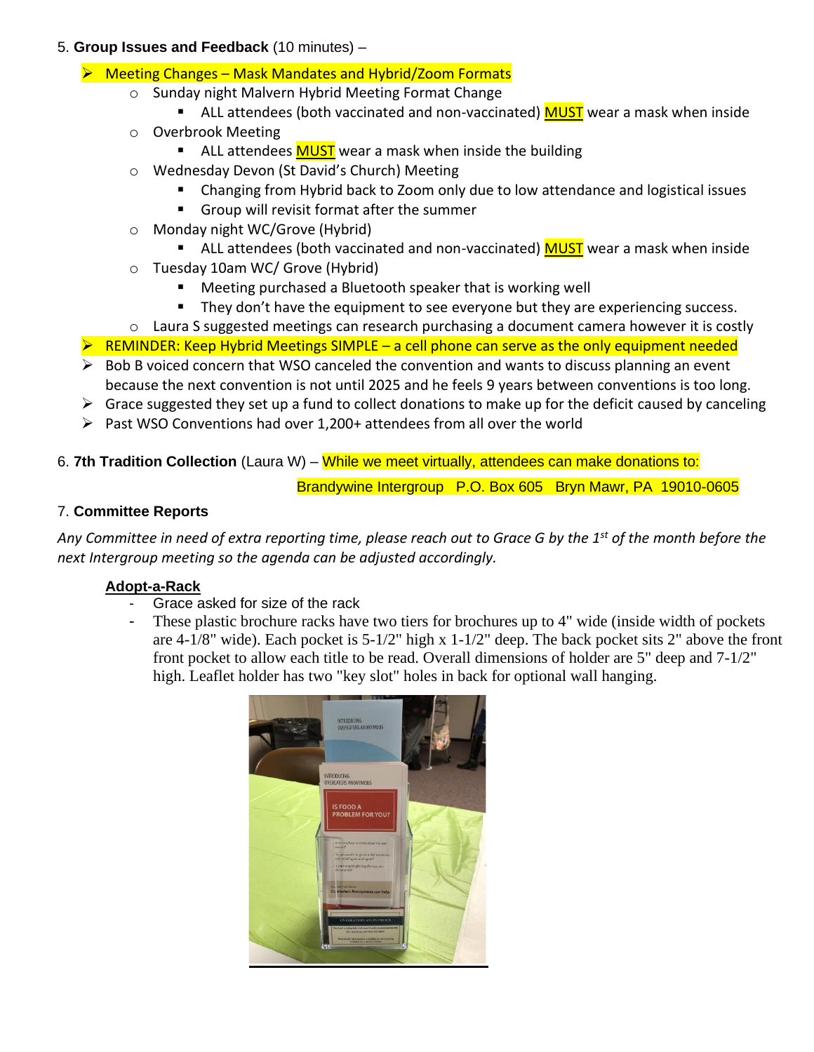5. **Group Issues and Feedback** (10 minutes) –

- Meeting Changes – Mask Mandates and Hybrid/Zoom Formats
  - Sunday night Malvern Hybrid Meeting Format Change
    - ALL attendees (both vaccinated and non-vaccinated) MUST wear a mask when inside
  - Overbrook Meeting
    - ALL attendees MUST wear a mask when inside the building
  - Wednesday Devon (St David's Church) Meeting
    - Changing from Hybrid back to Zoom only due to low attendance and logistical issues
    - Group will revisit format after the summer
  - Monday night WC/Grove (Hybrid)
    - ALL attendees (both vaccinated and non-vaccinated) MUST wear a mask when inside
  - Tuesday 10am WC/ Grove (Hybrid)
    - Meeting purchased a Bluetooth speaker that is working well
    - They don't have the equipment to see everyone but they are experiencing success.
  - Laura S suggested meetings can research purchasing a document camera however it is costly
- REMINDER: Keep Hybrid Meetings SIMPLE – a cell phone can serve as the only equipment needed
- Bob B voiced concern that WSO canceled the convention and wants to discuss planning an event because the next convention is not until 2025 and he feels 9 years between conventions is too long.
- Grace suggested they set up a fund to collect donations to make up for the deficit caused by canceling
- Past WSO Conventions had over 1,200+ attendees from all over the world

6. **7th Tradition Collection** (Laura W) – While we meet virtually, attendees can make donations to:

Brandywine Intergroup P.O. Box 605 Bryn Mawr, PA 19010-0605

7. **Committee Reports**

*Any Committee in need of extra reporting time, please reach out to Grace G by the 1st of the month before the next Intergroup meeting so the agenda can be adjusted accordingly.*

**Adopt-a-Rack**

- Grace asked for size of the rack
- These plastic brochure racks have two tiers for brochures up to 4" wide (inside width of pockets are 4-1/8" wide). Each pocket is 5-1/2" high x 1-1/2" deep. The back pocket sits 2" above the front front pocket to allow each title to be read. Overall dimensions of holder are 5" deep and 7-1/2" high. Leaflet holder has two "key slot" holes in back for optional wall hanging.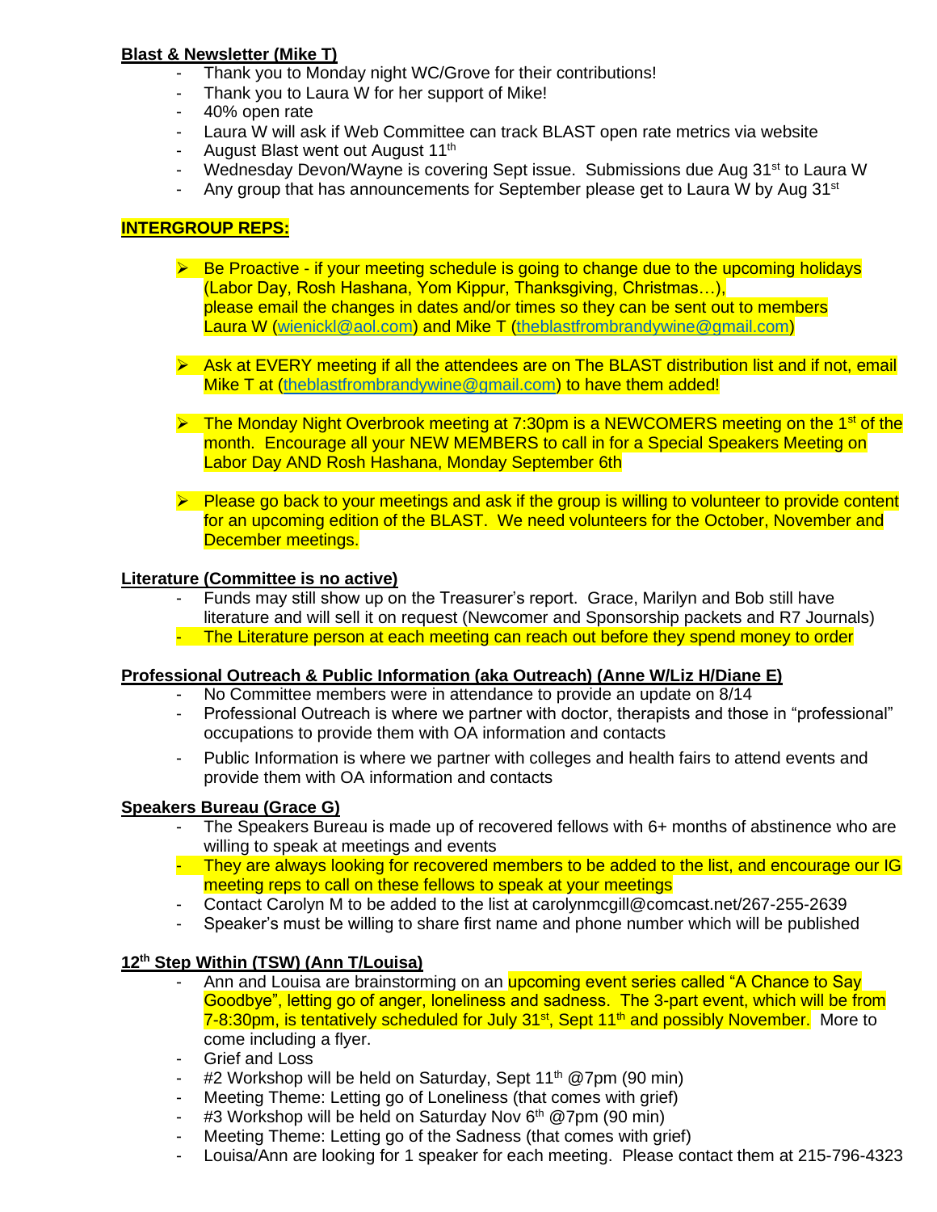**Blast & Newsletter (Mike T)**

- Thank you to Monday night WC/Grove for their contributions!
- Thank you to Laura W for her support of Mike!
- 40% open rate
- Laura W will ask if Web Committee can track BLAST open rate metrics via website
- August Blast went out August 11th
- Wednesday Devon/Wayne is covering Sept issue. Submissions due Aug 31st to Laura W
- Any group that has announcements for September please get to Laura W by Aug 31st

**INTERGROUP REPS:**

- Be Proactive - if your meeting schedule is going to change due to the upcoming holidays (Labor Day, Rosh Hashana, Yom Kippur, Thanksgiving, Christmas…), please email the changes in dates and/or times so they can be sent out to members Laura W (wienickl@aol.com) and Mike T (theblastfrombrandywine@gmail.com)
- Ask at EVERY meeting if all the attendees are on The BLAST distribution list and if not, email Mike T at (theblastfrombrandywine@gmail.com) to have them added!
- The Monday Night Overbrook meeting at 7:30pm is a NEWCOMERS meeting on the 1st of the month. Encourage all your NEW MEMBERS to call in for a Special Speakers Meeting on Labor Day AND Rosh Hashana, Monday September 6th
- Please go back to your meetings and ask if the group is willing to volunteer to provide content for an upcoming edition of the BLAST. We need volunteers for the October, November and December meetings.

**Literature (Committee is no active)**

- Funds may still show up on the Treasurer's report. Grace, Marilyn and Bob still have literature and will sell it on request (Newcomer and Sponsorship packets and R7 Journals)
- The Literature person at each meeting can reach out before they spend money to order

**Professional Outreach & Public Information (aka Outreach) (Anne W/Liz H/Diane E)**

- No Committee members were in attendance to provide an update on 8/14
- Professional Outreach is where we partner with doctor, therapists and those in "professional" occupations to provide them with OA information and contacts
- Public Information is where we partner with colleges and health fairs to attend events and provide them with OA information and contacts

**Speakers Bureau (Grace G)**

- The Speakers Bureau is made up of recovered fellows with 6+ months of abstinence who are willing to speak at meetings and events
- They are always looking for recovered members to be added to the list, and encourage our IG meeting reps to call on these fellows to speak at your meetings
- Contact Carolyn M to be added to the list at carolynmcgill@comcast.net/267-255-2639
- Speaker's must be willing to share first name and phone number which will be published

**12th Step Within (TSW) (Ann T/Louisa)**

- Ann and Louisa are brainstorming on an upcoming event series called "A Chance to Say Goodbye", letting go of anger, loneliness and sadness. The 3-part event, which will be from 7-8:30pm, is tentatively scheduled for July 31st, Sept 11th and possibly November. More to come including a flyer.
- Grief and Loss
- #2 Workshop will be held on Saturday, Sept 11th @7pm (90 min)
- Meeting Theme: Letting go of Loneliness (that comes with grief)
- #3 Workshop will be held on Saturday Nov 6th @7pm (90 min)
- Meeting Theme: Letting go of the Sadness (that comes with grief)
- Louisa/Ann are looking for 1 speaker for each meeting. Please contact them at 215-796-4323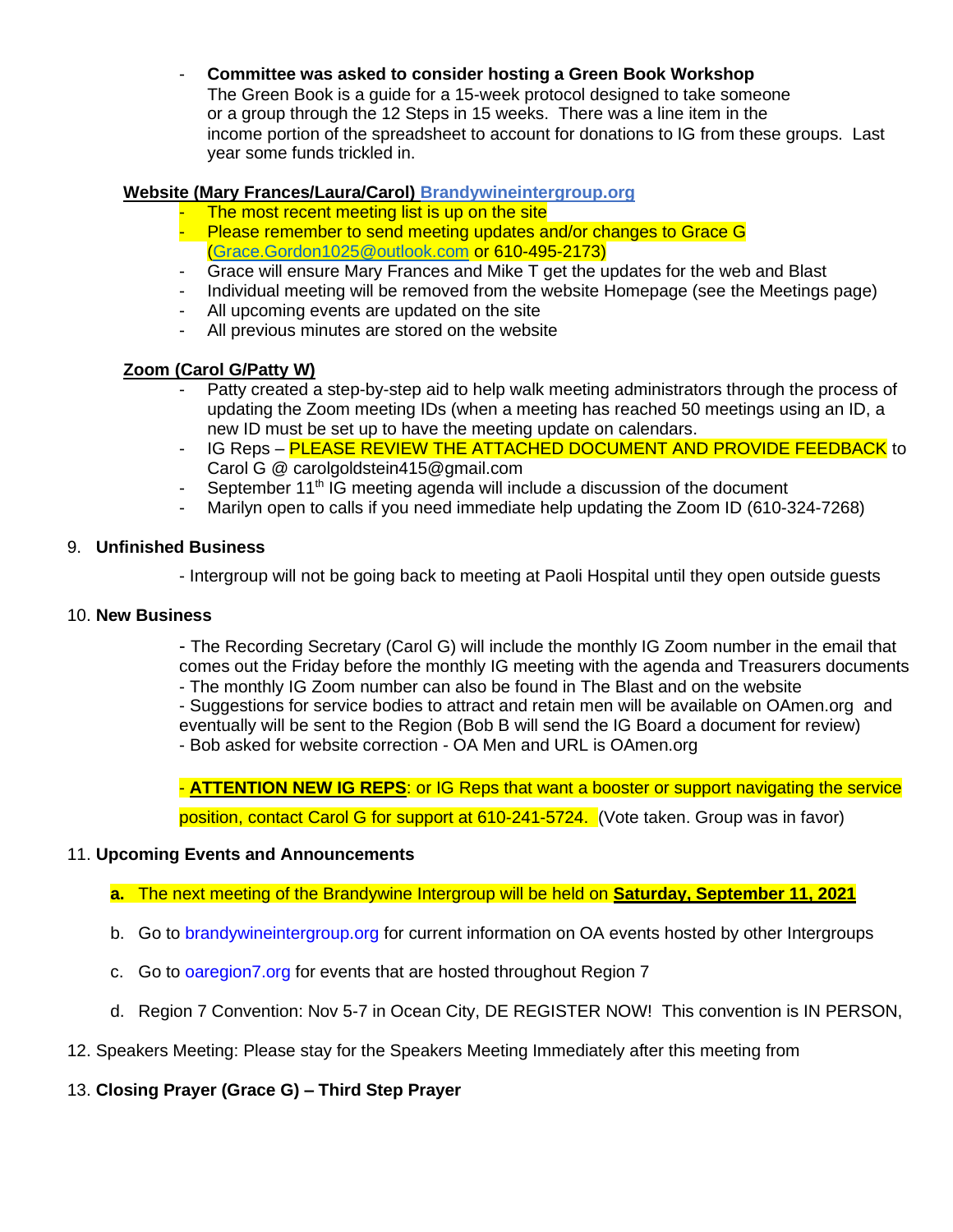- **Committee was asked to consider hosting a Green Book Workshop**
  The Green Book is a guide for a 15-week protocol designed to take someone or a group through the 12 Steps in 15 weeks. There was a line item in the income portion of the spreadsheet to account for donations to IG from these groups. Last year some funds trickled in.

**Website (Mary Frances/Laura/Carol) Brandywineintergroup.org**

- The most recent meeting list is up on the site
- Please remember to send meeting updates and/or changes to Grace G (Grace.Gordon1025@outlook.com or 610-495-2173)
- Grace will ensure Mary Frances and Mike T get the updates for the web and Blast
- Individual meeting will be removed from the website Homepage (see the Meetings page)
- All upcoming events are updated on the site
- All previous minutes are stored on the website

**Zoom (Carol G/Patty W)**

- Patty created a step-by-step aid to help walk meeting administrators through the process of updating the Zoom meeting IDs (when a meeting has reached 50 meetings using an ID, a new ID must be set up to have the meeting update on calendars.
- IG Reps – PLEASE REVIEW THE ATTACHED DOCUMENT AND PROVIDE FEEDBACK to Carol G @ carolgoldstein415@gmail.com
- September 11th IG meeting agenda will include a discussion of the document
- Marilyn open to calls if you need immediate help updating the Zoom ID (610-324-7268)

9. **Unfinished Business**

   - Intergroup will not be going back to meeting at Paoli Hospital until they open outside guests

10. **New Business**

    - The Recording Secretary (Carol G) will include the monthly IG Zoom number in the email that comes out the Friday before the monthly IG meeting with the agenda and Treasurers documents
    - The monthly IG Zoom number can also be found in The Blast and on the website
    - Suggestions for service bodies to attract and retain men will be available on OAmen.org and eventually will be sent to the Region (Bob B will send the IG Board a document for review)
    - Bob asked for website correction - OA Men and URL is OAmen.org

    - **ATTENTION NEW IG REPS**: or IG Reps that want a booster or support navigating the service position, contact Carol G for support at 610-241-5724. (Vote taken. Group was in favor)

11. **Upcoming Events and Announcements**

    a. The next meeting of the Brandywine Intergroup will be held on **Saturday, September 11, 2021**

    b. Go to brandywineintergroup.org for current information on OA events hosted by other Intergroups

    c. Go to oaregion7.org for events that are hosted throughout Region 7

    d. Region 7 Convention: Nov 5-7 in Ocean City, DE REGISTER NOW! This convention is IN PERSON,

12. Speakers Meeting: Please stay for the Speakers Meeting Immediately after this meeting from

13. **Closing Prayer (Grace G) – Third Step Prayer**